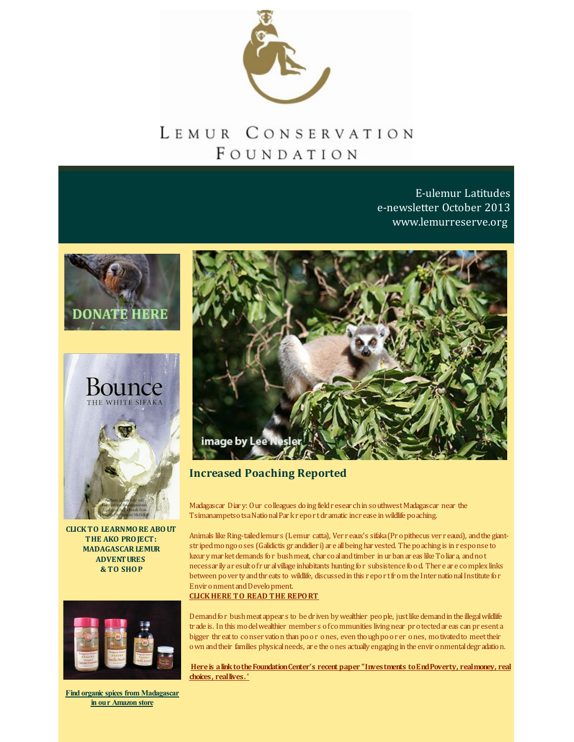# Lemur Conservation Foundation

E-ulemur Latitudes
e-newsletter October 2013
www.lemurreserve.org

DONATE HERE

**CLICK TO LEARN MORE ABOUT THE AKO PROJECT: MADAGASCAR LEMUR ADVENTURES & TO SHOP**

**Find organic spices from Madagascar in our Amazon store**

image by Lee Nesler

## Increased Poaching Reported

Madagascar Diary: Our colleagues doing field research in southwest Madagascar near the Tsimanampetsotsa National Park report dramatic increase in wildlife poaching.

Animals like Ring-tailed lemurs (Lemur catta), Verreaux's sifaka (Propithecus verreauxi), and the giant-striped mongooses (Galidictis grandidieri) are all being harvested. The poaching is in response to luxury market demands for bushmeat, charcoal and timber in urban areas like Toliara, and not necessarily a result of rural village inhabitants hunting for subsistence food. There are complex links between poverty and threats to wildlife, discussed in this report from the International Institute for Environment and Development.

**CLICK HERE TO READ THE REPORT**

Demand for bushmeat appears to be driven by wealthier people, just like demand in the illegal wildlife trade is. In this model wealthier members of communities living near protected areas can present a bigger threat to conservation than poor ones, even though poorer ones, motivated to meet their own and their families physical needs, are the ones actually engaging in the environmental degradation.

**Here is a link to the Foundation Center's recent paper "Investments to End Poverty, real money, real choices, real lives.'**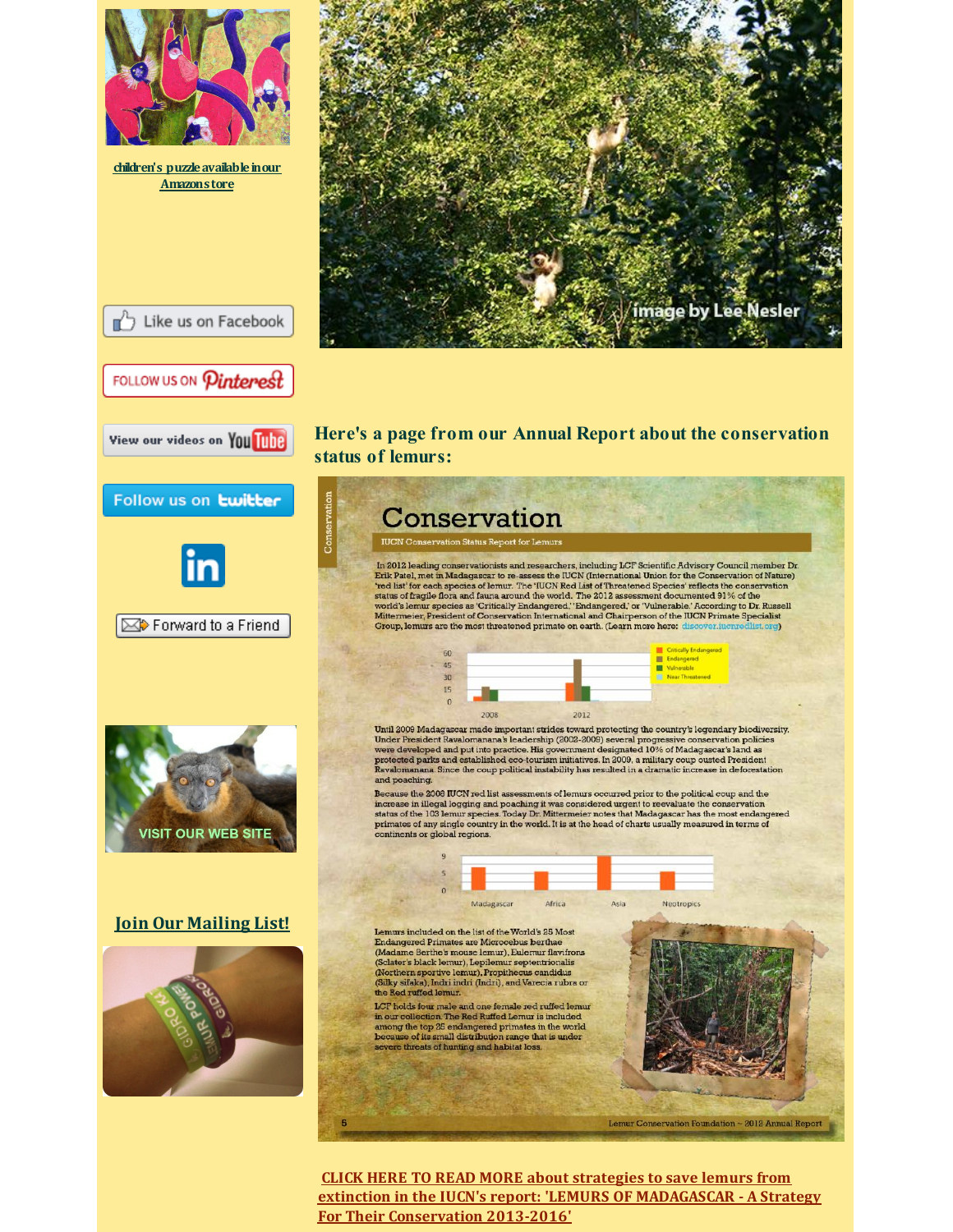children's puzzle available in our Amazon store

image by Lee Nesler

Like us on Facebook

FOLLOW US ON Pinterest

View our videos on YouTube

Follow us on twitter

Forward to a Friend

VISIT OUR WEB SITE

**Join Our Mailing List!**

### Here's a page from our Annual Report about the conservation status of lemurs:

Conservation

# Conservation

IUCN Conservation Status Report for Lemurs

In 2012 leading conservationists and researchers, including LCF Scientific Advisory Council member Dr. Erik Patel, met in Madagascar to re-assess the IUCN (International Union for the Conservation of Nature) 'red list' for each species of lemur. The 'IUCN Red List of Threatened Species' reflects the conservation status of fragile flora and fauna around the world. The 2012 assessment documented 91% of the world's lemur species as 'Critically Endangered,' 'Endangered,' or 'Vulnerable.' According to Dr. Russell Mittermeier, President of Conservation International and Chairperson of the IUCN Primate Specialist Group, lemurs are the most threatened primate on earth. (Learn more here: discover.iucnredlist.org)

Until 2009 Madagascar made important strides toward protecting the country's legendary biodiversity. Under President Ravalomanana's leadership (2002-2009) several progressive conservation policies were developed and put into practice. His government designated 10% of Madagascar's land as protected parks and established eco-tourism initiatives. In 2009, a military coup ousted President Ravalomanana. Since the coup political instability has resulted in a dramatic increase in deforestation and poaching.

Because the 2008 IUCN red list assessments of lemurs occurred prior to the political coup and the increase in illegal logging and poaching it was considered urgent to reevaluate the conservation status of the 103 lemur species. Today Dr. Mittermeier notes that Madagascar has the most endangered primates of any single country in the world. It is at the head of charts usually measured in terms of continents or global regions.

Lemurs included on the list of the World's 25 Most Endangered Primates are Microcebus berthae (Madame Berthe's mouse lemur), Eulemur flavifrons (Sclater's black lemur), Lepilemur septentrionalis (Northern sportive lemur), Propithecus candidus (Silky sifaka), Indri indri (Indri), and Varecia rubra or the Red ruffed lemur.

LCF holds four male and one female red ruffed lemur in our collection. The Red Ruffed Lemur is included among the top 25 endangered primates in the world because of its small distribution range that is under severe threats of hunting and habitat loss.

Lemur Conservation Foundation ~ 2012 Annual Report

**CLICK HERE TO READ MORE about strategies to save lemurs from extinction in the IUCN's report: 'LEMURS OF MADAGASCAR - A Strategy For Their Conservation 2013-2016'**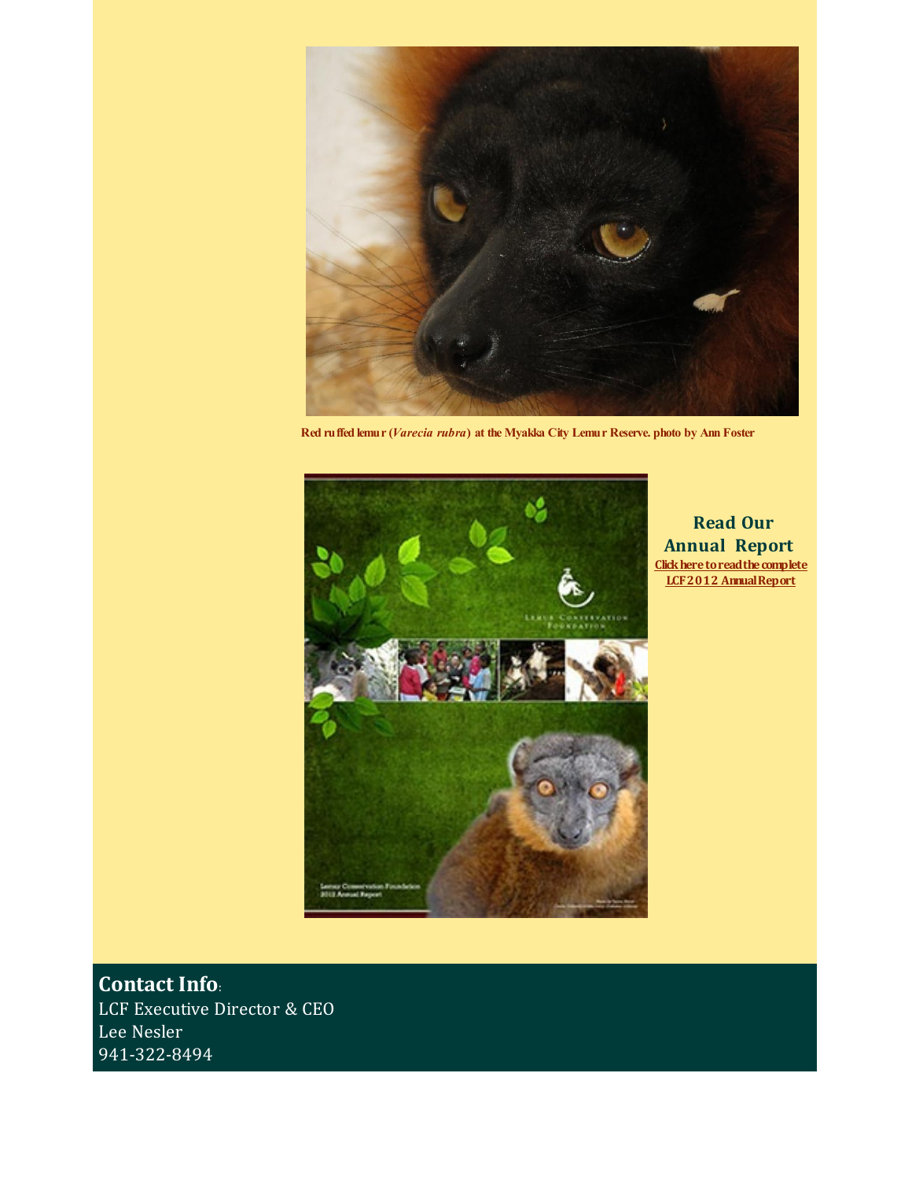Red ruffed lemur (*Varecia rubra*) at the Myakka City Lemur Reserve. photo by Ann Foster

**Read Our Annual Report**

[Click here to read the complete LCF 2012 Annual Report]

**Contact Info**:

LCF Executive Director & CEO
Lee Nesler
941-322-8494